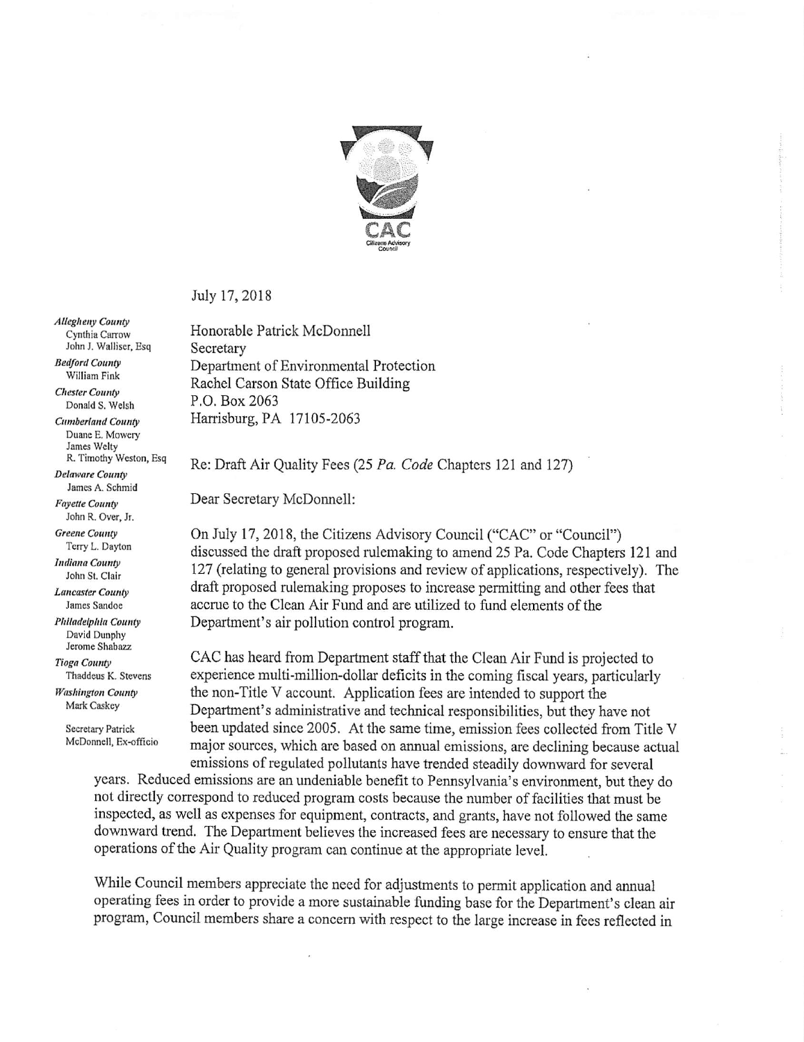CAC
Citizens Advisory Council

July 17, 2018

*Allegheny County*
Cynthia Carrow
John J. Walliser, Esq

*Bedford County*
William Fink

*Chester County*
Donald S. Welsh

*Cumberland County*
Duane E. Mowery
James Welty
R. Timothy Weston, Esq

*Delaware County*
James A. Schmid

*Fayette County*
John R. Over, Jr.

*Greene County*
Terry L. Dayton

*Indiana County*
John St. Clair

*Lancaster County*
James Sandoe

*Philadelphia County*
David Dunphy
Jerome Shabazz

*Tioga County*
Thaddeus K. Stevens

*Washington County*
Mark Caskey

Secretary Patrick McDonnell, Ex-officio

Honorable Patrick McDonnell
Secretary
Department of Environmental Protection
Rachel Carson State Office Building
P.O. Box 2063
Harrisburg, PA 17105-2063

Re: Draft Air Quality Fees (25 *Pa. Code* Chapters 121 and 127)

Dear Secretary McDonnell:

On July 17, 2018, the Citizens Advisory Council ("CAC" or "Council") discussed the draft proposed rulemaking to amend 25 Pa. Code Chapters 121 and 127 (relating to general provisions and review of applications, respectively). The draft proposed rulemaking proposes to increase permitting and other fees that accrue to the Clean Air Fund and are utilized to fund elements of the Department's air pollution control program.

CAC has heard from Department staff that the Clean Air Fund is projected to experience multi-million-dollar deficits in the coming fiscal years, particularly the non-Title V account. Application fees are intended to support the Department's administrative and technical responsibilities, but they have not been updated since 2005. At the same time, emission fees collected from Title V major sources, which are based on annual emissions, are declining because actual emissions of regulated pollutants have trended steadily downward for several years. Reduced emissions are an undeniable benefit to Pennsylvania's environment, but they do not directly correspond to reduced program costs because the number of facilities that must be inspected, as well as expenses for equipment, contracts, and grants, have not followed the same downward trend. The Department believes the increased fees are necessary to ensure that the operations of the Air Quality program can continue at the appropriate level.

While Council members appreciate the need for adjustments to permit application and annual operating fees in order to provide a more sustainable funding base for the Department's clean air program, Council members share a concern with respect to the large increase in fees reflected in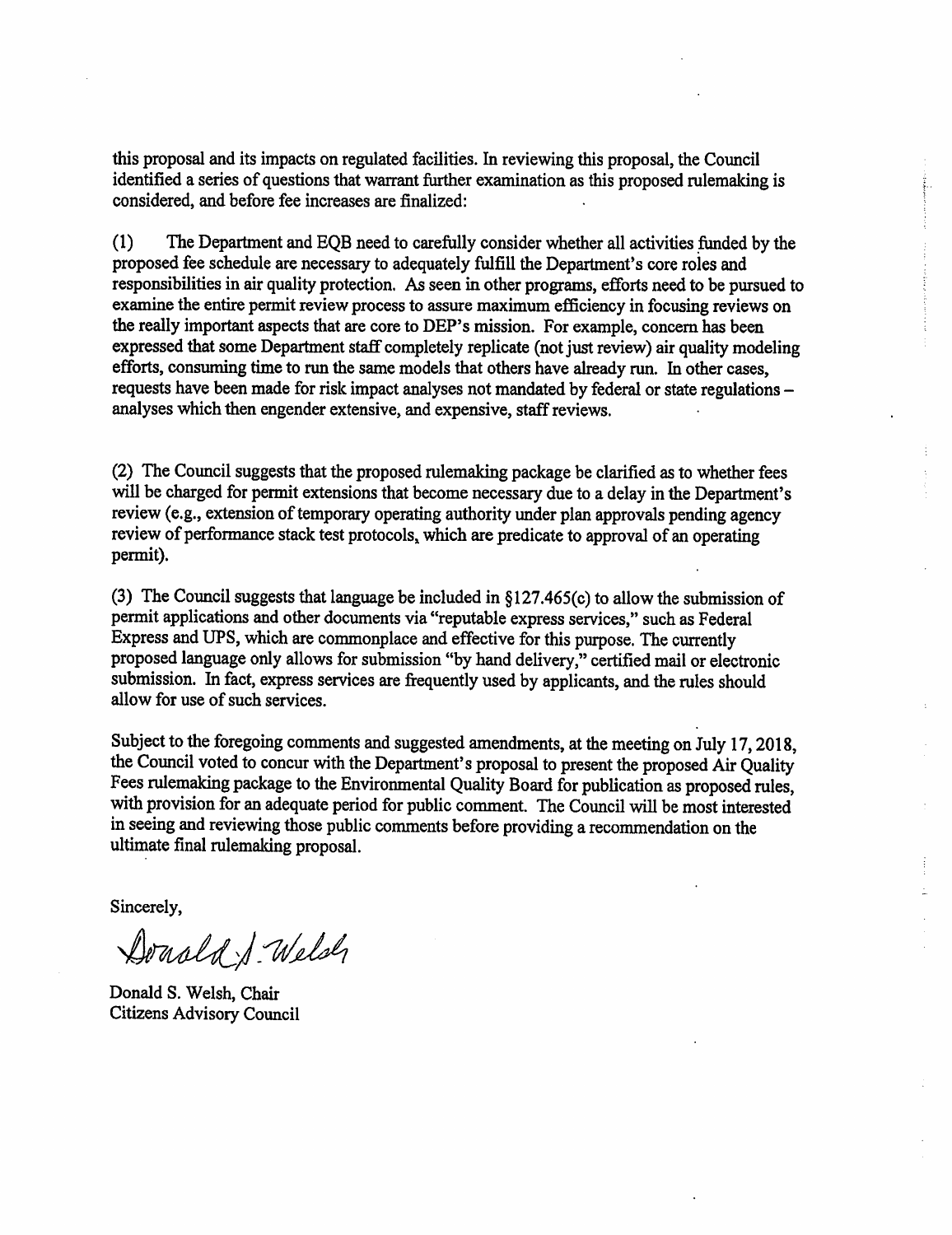this proposal and its impacts on regulated facilities. In reviewing this proposal, the Council identified a series of questions that warrant further examination as this proposed rulemaking is considered, and before fee increases are finalized:

(1) The Department and EQB need to carefully consider whether all activities funded by the proposed fee schedule are necessary to adequately fulfill the Department's core roles and responsibilities in air quality protection. As seen in other programs, efforts need to be pursued to examine the entire permit review process to assure maximum efficiency in focusing reviews on the really important aspects that are core to DEP's mission. For example, concern has been expressed that some Department staff completely replicate (not just review) air quality modeling efforts, consuming time to run the same models that others have already run. In other cases, requests have been made for risk impact analyses not mandated by federal or state regulations – analyses which then engender extensive, and expensive, staff reviews.

(2) The Council suggests that the proposed rulemaking package be clarified as to whether fees will be charged for permit extensions that become necessary due to a delay in the Department's review (e.g., extension of temporary operating authority under plan approvals pending agency review of performance stack test protocols, which are predicate to approval of an operating permit).

(3) The Council suggests that language be included in §127.465(c) to allow the submission of permit applications and other documents via "reputable express services," such as Federal Express and UPS, which are commonplace and effective for this purpose. The currently proposed language only allows for submission "by hand delivery," certified mail or electronic submission. In fact, express services are frequently used by applicants, and the rules should allow for use of such services.

Subject to the foregoing comments and suggested amendments, at the meeting on July 17, 2018, the Council voted to concur with the Department's proposal to present the proposed Air Quality Fees rulemaking package to the Environmental Quality Board for publication as proposed rules, with provision for an adequate period for public comment. The Council will be most interested in seeing and reviewing those public comments before providing a recommendation on the ultimate final rulemaking proposal.

Sincerely,

Donald S. Welsh

Donald S. Welsh, Chair
Citizens Advisory Council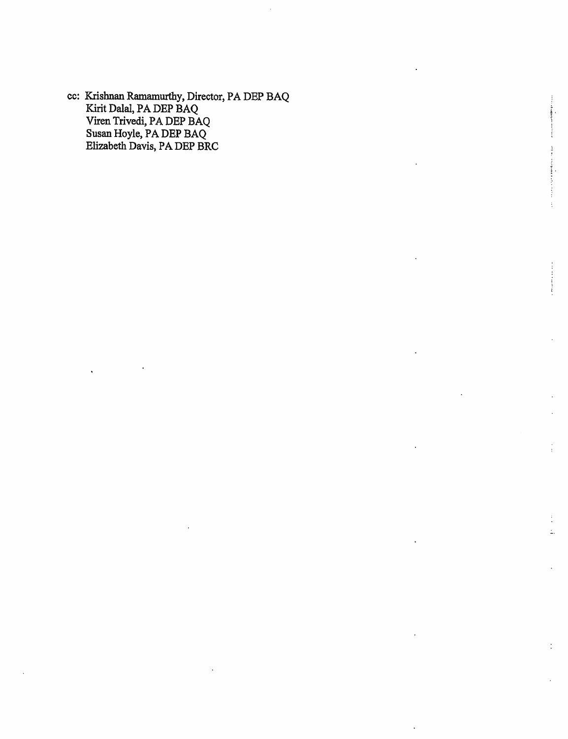cc: Krishnan Ramamurthy, Director, PA DEP BAQ
Kirit Dalal, PA DEP BAQ
Viren Trivedi, PA DEP BAQ
Susan Hoyle, PA DEP BAQ
Elizabeth Davis, PA DEP BRC